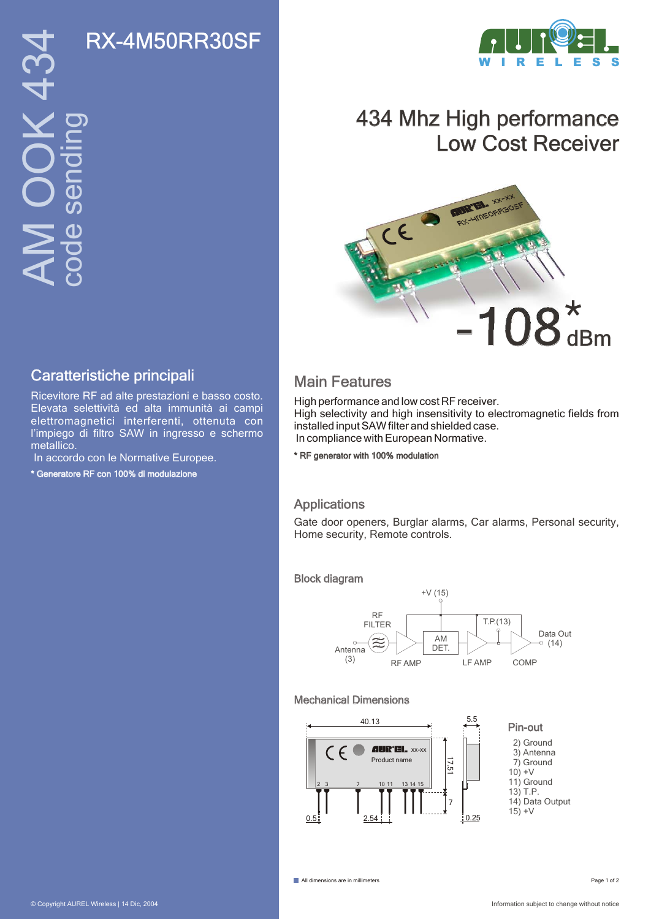# RX-4M50RR30SF

AM OOK 434
code sending

## 434 Mhz High performance Low Cost Receiver

-108* dBm

## Caratteristiche principali

Ricevitore RF ad alte prestazioni e basso costo. Elevata selettività ed alta immunità ai campi elettromagnetici interferenti, ottenuta con l'impiego di filtro SAW in ingresso e schermo metallico.
In accordo con le Normative Europee.

**\* Generatore RF con 100% di modulazione**

## Main Features

High performance and low cost RF receiver.
High selectivity and high insensitivity to electromagnetic fields from installed input SAW filter and shielded case.
In compliance with European Normative.

**\* RF generator with 100% modulation**

## Applications

Gate door openers, Burglar alarms, Car alarms, Personal security, Home security, Remote controls.

### Block diagram

Antenna (3) → RF FILTER → RF AMP → AM DET. → LF AMP → T.P.(13) → COMP → Data Out (14)

+V (15)

### Mechanical Dimensions

40.13 | 17.51 | 7 | 5.5 | 0.5 | 2.54 | 0.25

Pins: 2 3 7 10 11 13 14 15

### Pin-out

2) Ground
3) Antenna
7) Ground
10) +V
11) Ground
13) T.P.
14) Data Output
15) +V

All dimensions are in millimeters

© Copyright AUREL Wireless | 14 Dic, 2004

Information subject to change without notice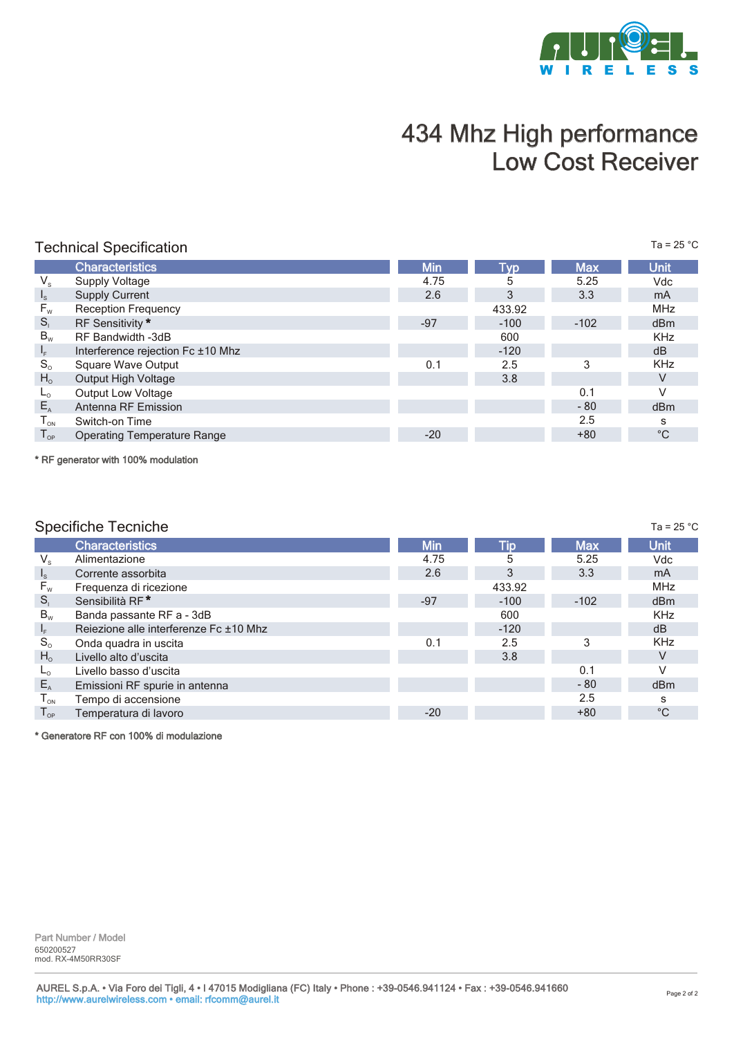AUREL WIRELESS

# 434 Mhz High performance Low Cost Receiver

## Technical Specification

Ta = 25 °C

| | Characteristics | Min | Typ | Max | Unit |
|---|---|---|---|---|---|
| $V_S$ | Supply Voltage | 4.75 | 5 | 5.25 | Vdc |
| $I_S$ | Supply Current | 2.6 | 3 | 3.3 | mA |
| $F_W$ | Reception Frequency | | 433.92 | | MHz |
| $S_I$ | RF Sensitivity * | -97 | -100 | -102 | dBm |
| $B_W$ | RF Bandwidth -3dB | | 600 | | KHz |
| $I_F$ | Interference rejection Fc ±10 Mhz | | -120 | | dB |
| $S_O$ | Square Wave Output | 0.1 | 2.5 | 3 | KHz |
| $H_O$ | Output High Voltage | | 3.8 | | V |
| $L_O$ | Output Low Voltage | | | 0.1 | V |
| $E_A$ | Antenna RF Emission | | | - 80 | dBm |
| $T_{ON}$ | Switch-on Time | | | 2.5 | s |
| $T_{OP}$ | Operating Temperature Range | -20 | | +80 | °C |

* RF generator with 100% modulation

## Specifiche Tecniche

Ta = 25 °C

| | Characteristics | Min | Tip | Max | Unit |
|---|---|---|---|---|---|
| $V_S$ | Alimentazione | 4.75 | 5 | 5.25 | Vdc |
| $I_S$ | Corrente assorbita | 2.6 | 3 | 3.3 | mA |
| $F_W$ | Frequenza di ricezione | | 433.92 | | MHz |
| $S_I$ | Sensibilità RF * | -97 | -100 | -102 | dBm |
| $B_W$ | Banda passante RF a - 3dB | | 600 | | KHz |
| $I_F$ | Reiezione alle interferenze Fc ±10 Mhz | | -120 | | dB |
| $S_O$ | Onda quadra in uscita | 0.1 | 2.5 | 3 | KHz |
| $H_O$ | Livello alto d'uscita | | 3.8 | | V |
| $L_O$ | Livello basso d'uscita | | | 0.1 | V |
| $E_A$ | Emissioni RF spurie in antenna | | | - 80 | dBm |
| $T_{ON}$ | Tempo di accensione | | | 2.5 | s |
| $T_{OP}$ | Temperatura di lavoro | -20 | | +80 | °C |

* Generatore RF con 100% di modulazione

Part Number / Model
650200527
mod. RX-4M50RR30SF

AUREL S.p.A. • Via Foro dei Tigli, 4 • I 47015 Modigliana (FC) Italy • Phone : +39-0546.941124 • Fax : +39-0546.941660
http://www.aurelwireless.com • email: rfcomm@aurel.it